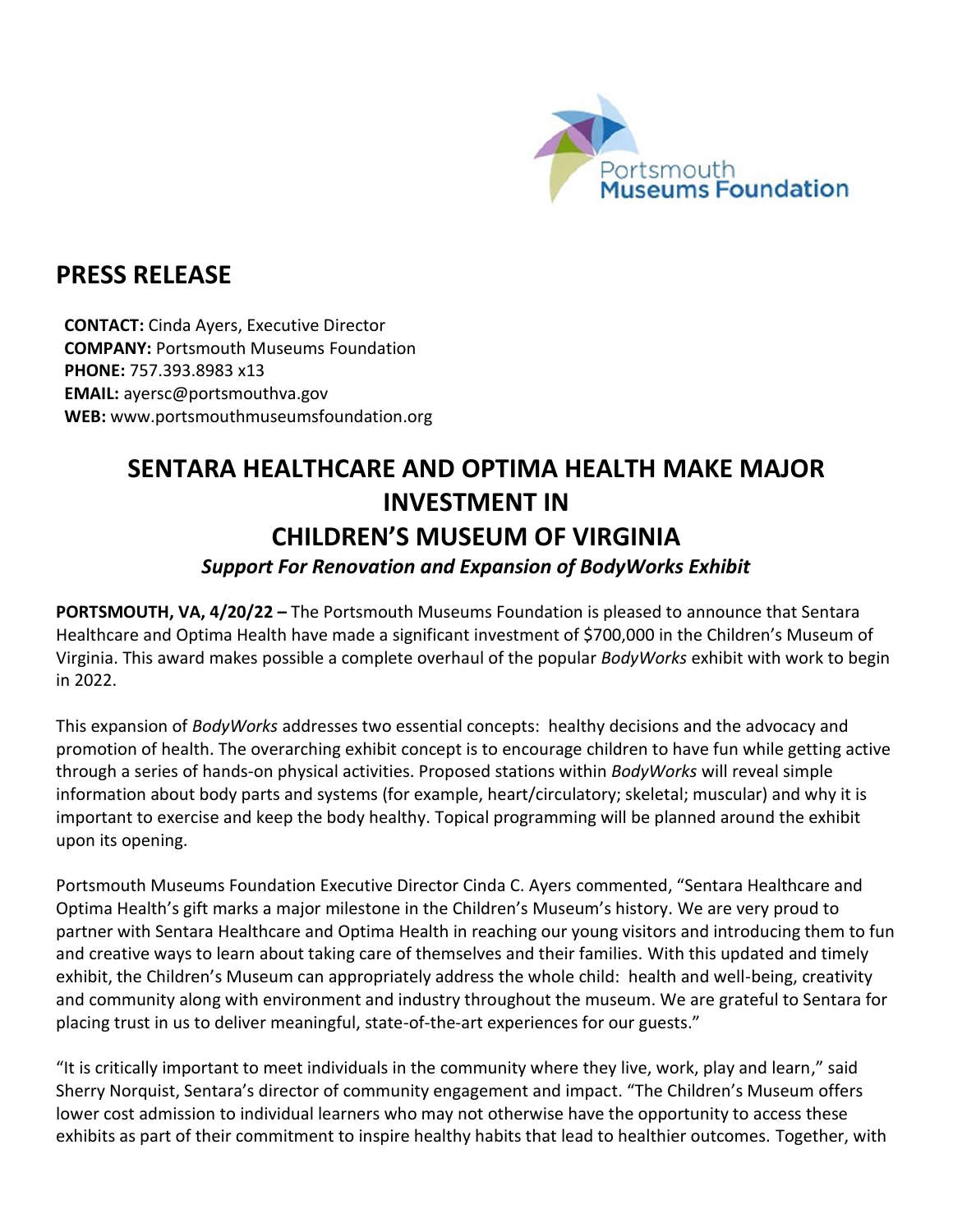Portsmouth Museums Foundation

# PRESS RELEASE

**CONTACT:** Cinda Ayers, Executive Director
**COMPANY:** Portsmouth Museums Foundation
**PHONE:** 757.393.8983 x13
**EMAIL:** ayersc@portsmouthva.gov
**WEB:** www.portsmouthmuseumsfoundation.org

## SENTARA HEALTHCARE AND OPTIMA HEALTH MAKE MAJOR INVESTMENT IN CHILDREN'S MUSEUM OF VIRGINIA

***Support For Renovation and Expansion of BodyWorks Exhibit***

**PORTSMOUTH, VA, 4/20/22 –** The Portsmouth Museums Foundation is pleased to announce that Sentara Healthcare and Optima Health have made a significant investment of $700,000 in the Children's Museum of Virginia. This award makes possible a complete overhaul of the popular *BodyWorks* exhibit with work to begin in 2022.

This expansion of *BodyWorks* addresses two essential concepts: healthy decisions and the advocacy and promotion of health. The overarching exhibit concept is to encourage children to have fun while getting active through a series of hands-on physical activities. Proposed stations within *BodyWorks* will reveal simple information about body parts and systems (for example, heart/circulatory; skeletal; muscular) and why it is important to exercise and keep the body healthy. Topical programming will be planned around the exhibit upon its opening.

Portsmouth Museums Foundation Executive Director Cinda C. Ayers commented, "Sentara Healthcare and Optima Health's gift marks a major milestone in the Children's Museum's history. We are very proud to partner with Sentara Healthcare and Optima Health in reaching our young visitors and introducing them to fun and creative ways to learn about taking care of themselves and their families. With this updated and timely exhibit, the Children's Museum can appropriately address the whole child: health and well-being, creativity and community along with environment and industry throughout the museum. We are grateful to Sentara for placing trust in us to deliver meaningful, state-of-the-art experiences for our guests."

"It is critically important to meet individuals in the community where they live, work, play and learn," said Sherry Norquist, Sentara's director of community engagement and impact. "The Children's Museum offers lower cost admission to individual learners who may not otherwise have the opportunity to access these exhibits as part of their commitment to inspire healthy habits that lead to healthier outcomes. Together, with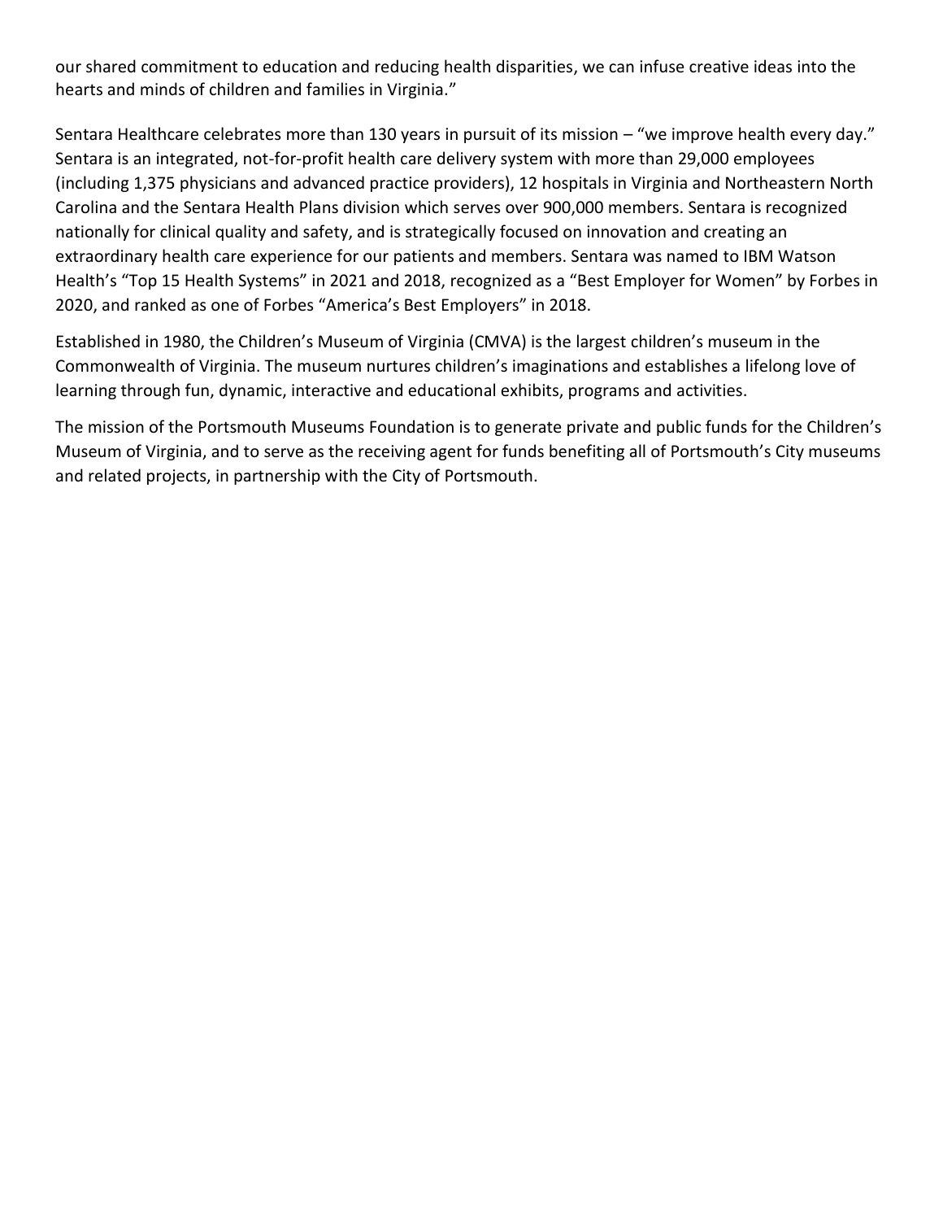our shared commitment to education and reducing health disparities, we can infuse creative ideas into the hearts and minds of children and families in Virginia."

Sentara Healthcare celebrates more than 130 years in pursuit of its mission – "we improve health every day." Sentara is an integrated, not-for-profit health care delivery system with more than 29,000 employees (including 1,375 physicians and advanced practice providers), 12 hospitals in Virginia and Northeastern North Carolina and the Sentara Health Plans division which serves over 900,000 members. Sentara is recognized nationally for clinical quality and safety, and is strategically focused on innovation and creating an extraordinary health care experience for our patients and members. Sentara was named to IBM Watson Health's "Top 15 Health Systems" in 2021 and 2018, recognized as a "Best Employer for Women" by Forbes in 2020, and ranked as one of Forbes "America's Best Employers" in 2018.

Established in 1980, the Children's Museum of Virginia (CMVA) is the largest children's museum in the Commonwealth of Virginia. The museum nurtures children's imaginations and establishes a lifelong love of learning through fun, dynamic, interactive and educational exhibits, programs and activities.

The mission of the Portsmouth Museums Foundation is to generate private and public funds for the Children's Museum of Virginia, and to serve as the receiving agent for funds benefiting all of Portsmouth's City museums and related projects, in partnership with the City of Portsmouth.